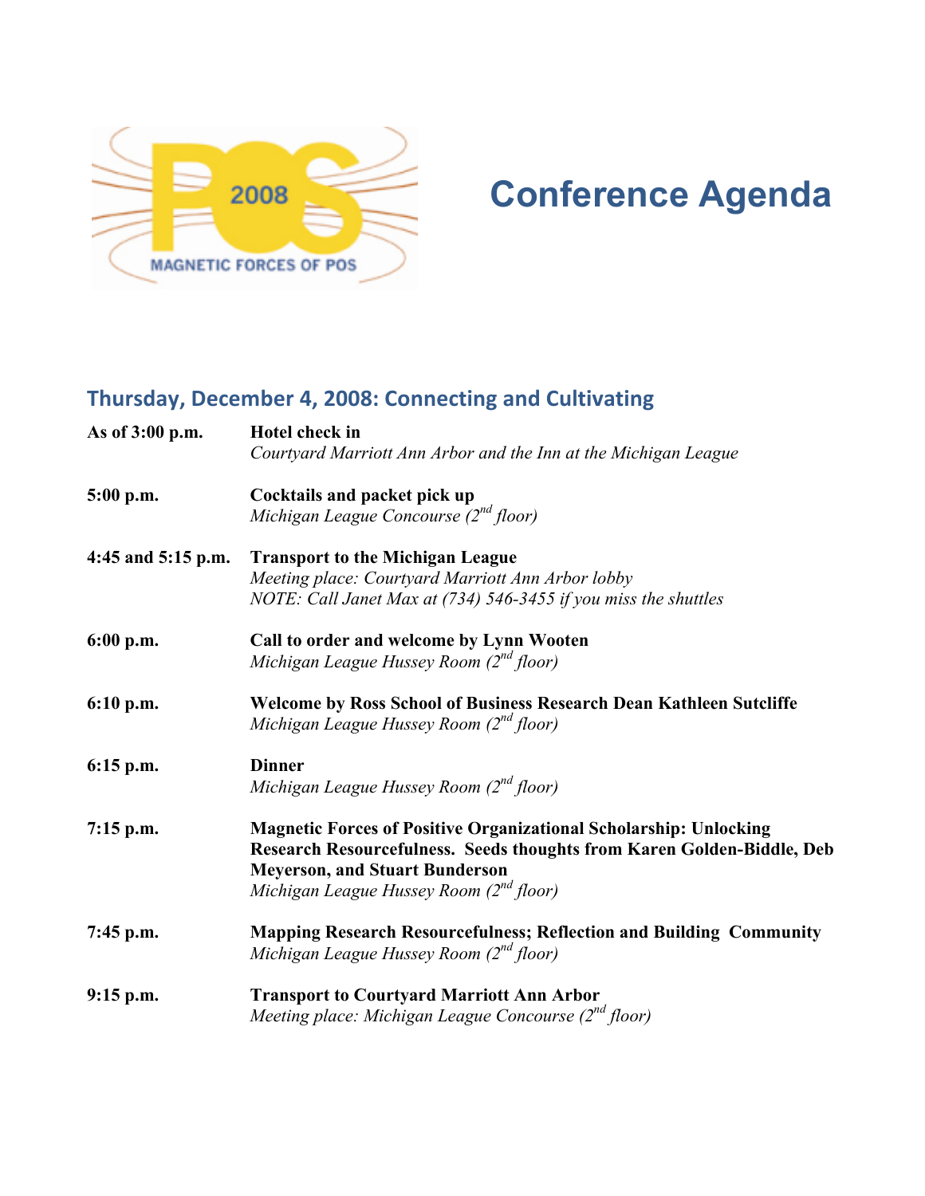# Conference Agenda

## Thursday, December 4, 2008: Connecting and Cultivating

| | |
|---|---|
| **As of 3:00 p.m.** | **Hotel check in**<br>*Courtyard Marriott Ann Arbor and the Inn at the Michigan League* |
| **5:00 p.m.** | **Cocktails and packet pick up**<br>*Michigan League Concourse (2nd floor)* |
| **4:45 and 5:15 p.m.** | **Transport to the Michigan League**<br>*Meeting place: Courtyard Marriott Ann Arbor lobby*<br>*NOTE: Call Janet Max at (734) 546-3455 if you miss the shuttles* |
| **6:00 p.m.** | **Call to order and welcome by Lynn Wooten**<br>*Michigan League Hussey Room (2nd floor)* |
| **6:10 p.m.** | **Welcome by Ross School of Business Research Dean Kathleen Sutcliffe**<br>*Michigan League Hussey Room (2nd floor)* |
| **6:15 p.m.** | **Dinner**<br>*Michigan League Hussey Room (2nd floor)* |
| **7:15 p.m.** | **Magnetic Forces of Positive Organizational Scholarship: Unlocking Research Resourcefulness. Seeds thoughts from Karen Golden-Biddle, Deb Meyerson, and Stuart Bunderson**<br>*Michigan League Hussey Room (2nd floor)* |
| **7:45 p.m.** | **Mapping Research Resourcefulness; Reflection and Building Community**<br>*Michigan League Hussey Room (2nd floor)* |
| **9:15 p.m.** | **Transport to Courtyard Marriott Ann Arbor**<br>*Meeting place: Michigan League Concourse (2nd floor)* |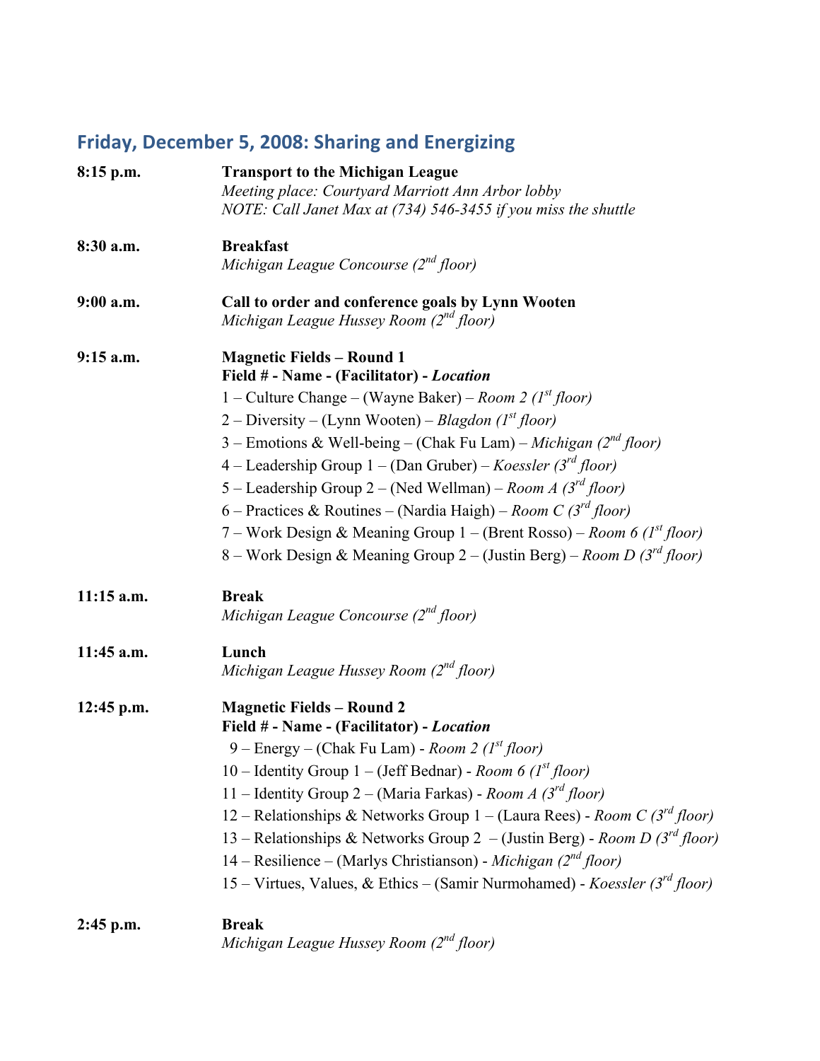## Friday, December 5, 2008: Sharing and Energizing

**8:15 p.m.** — **Transport to the Michigan League**
*Meeting place: Courtyard Marriott Ann Arbor lobby*
*NOTE: Call Janet Max at (734) 546-3455 if you miss the shuttle*

**8:30 a.m.** — **Breakfast**
*Michigan League Concourse (2nd floor)*

**9:00 a.m.** — **Call to order and conference goals by Lynn Wooten**
*Michigan League Hussey Room (2nd floor)*

**9:15 a.m.** — **Magnetic Fields – Round 1**
**Field # - Name - (Facilitator) - *Location***

1 – Culture Change – (Wayne Baker) – *Room 2 (1st floor)*
2 – Diversity – (Lynn Wooten) – *Blagdon (1st floor)*
3 – Emotions & Well-being – (Chak Fu Lam) – *Michigan (2nd floor)*
4 – Leadership Group 1 – (Dan Gruber) – *Koessler (3rd floor)*
5 – Leadership Group 2 – (Ned Wellman) – *Room A (3rd floor)*
6 – Practices & Routines – (Nardia Haigh) – *Room C (3rd floor)*
7 – Work Design & Meaning Group 1 – (Brent Rosso) – *Room 6 (1st floor)*
8 – Work Design & Meaning Group 2 – (Justin Berg) – *Room D (3rd floor)*

**11:15 a.m.** — **Break**
*Michigan League Concourse (2nd floor)*

**11:45 a.m.** — **Lunch**
*Michigan League Hussey Room (2nd floor)*

**12:45 p.m.** — **Magnetic Fields – Round 2**
**Field # - Name - (Facilitator) - *Location***

9 – Energy – (Chak Fu Lam) - *Room 2 (1st floor)*
10 – Identity Group 1 – (Jeff Bednar) - *Room 6 (1st floor)*
11 – Identity Group 2 – (Maria Farkas) - *Room A (3rd floor)*
12 – Relationships & Networks Group 1 – (Laura Rees) - *Room C (3rd floor)*
13 – Relationships & Networks Group 2 – (Justin Berg) - *Room D (3rd floor)*
14 – Resilience – (Marlys Christianson) - *Michigan (2nd floor)*
15 – Virtues, Values, & Ethics – (Samir Nurmohamed) - *Koessler (3rd floor)*

**2:45 p.m.** — **Break**
*Michigan League Hussey Room (2nd floor)*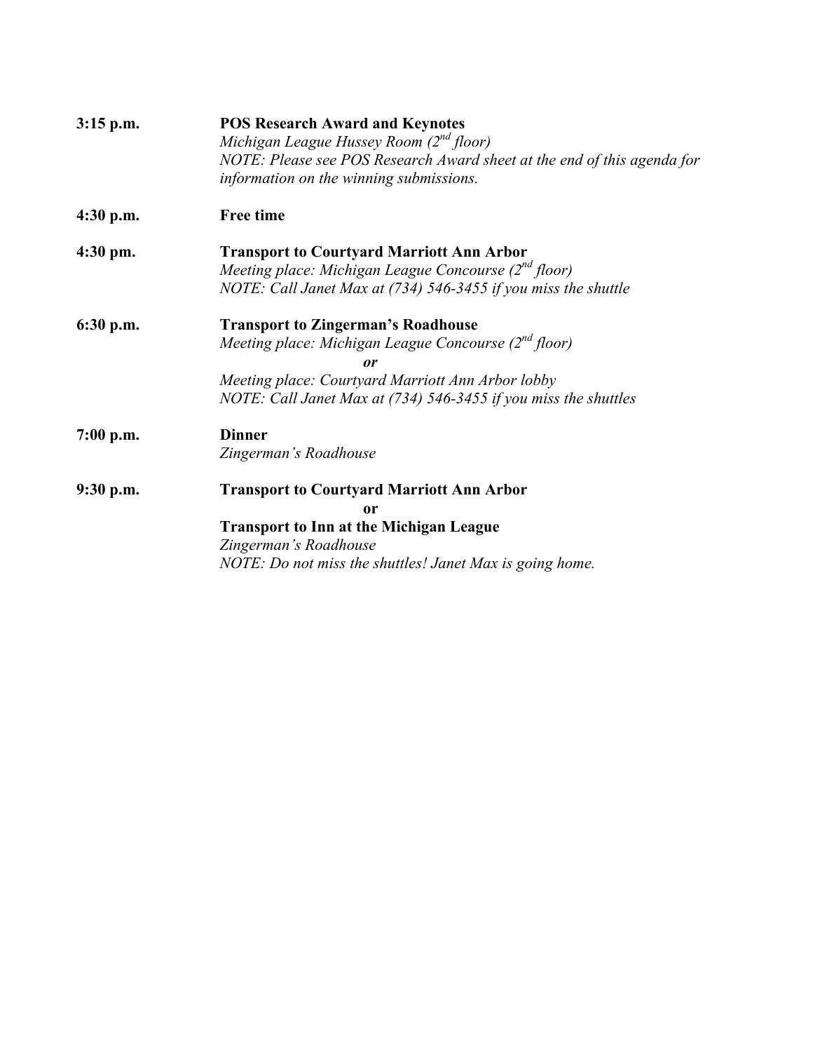**3:15 p.m.** **POS Research Award and Keynotes**
*Michigan League Hussey Room (2nd floor)*
*NOTE: Please see POS Research Award sheet at the end of this agenda for information on the winning submissions.*

**4:30 p.m.** **Free time**

**4:30 pm.** **Transport to Courtyard Marriott Ann Arbor**
*Meeting place: Michigan League Concourse (2nd floor)*
*NOTE: Call Janet Max at (734) 546-3455 if you miss the shuttle*

**6:30 p.m.** **Transport to Zingerman's Roadhouse**
*Meeting place: Michigan League Concourse (2nd floor)*
***or***
*Meeting place: Courtyard Marriott Ann Arbor lobby*
*NOTE: Call Janet Max at (734) 546-3455 if you miss the shuttles*

**7:00 p.m.** **Dinner**
*Zingerman's Roadhouse*

**9:30 p.m.** **Transport to Courtyard Marriott Ann Arbor**
**or**
**Transport to Inn at the Michigan League**
*Zingerman's Roadhouse*
*NOTE: Do not miss the shuttles! Janet Max is going home.*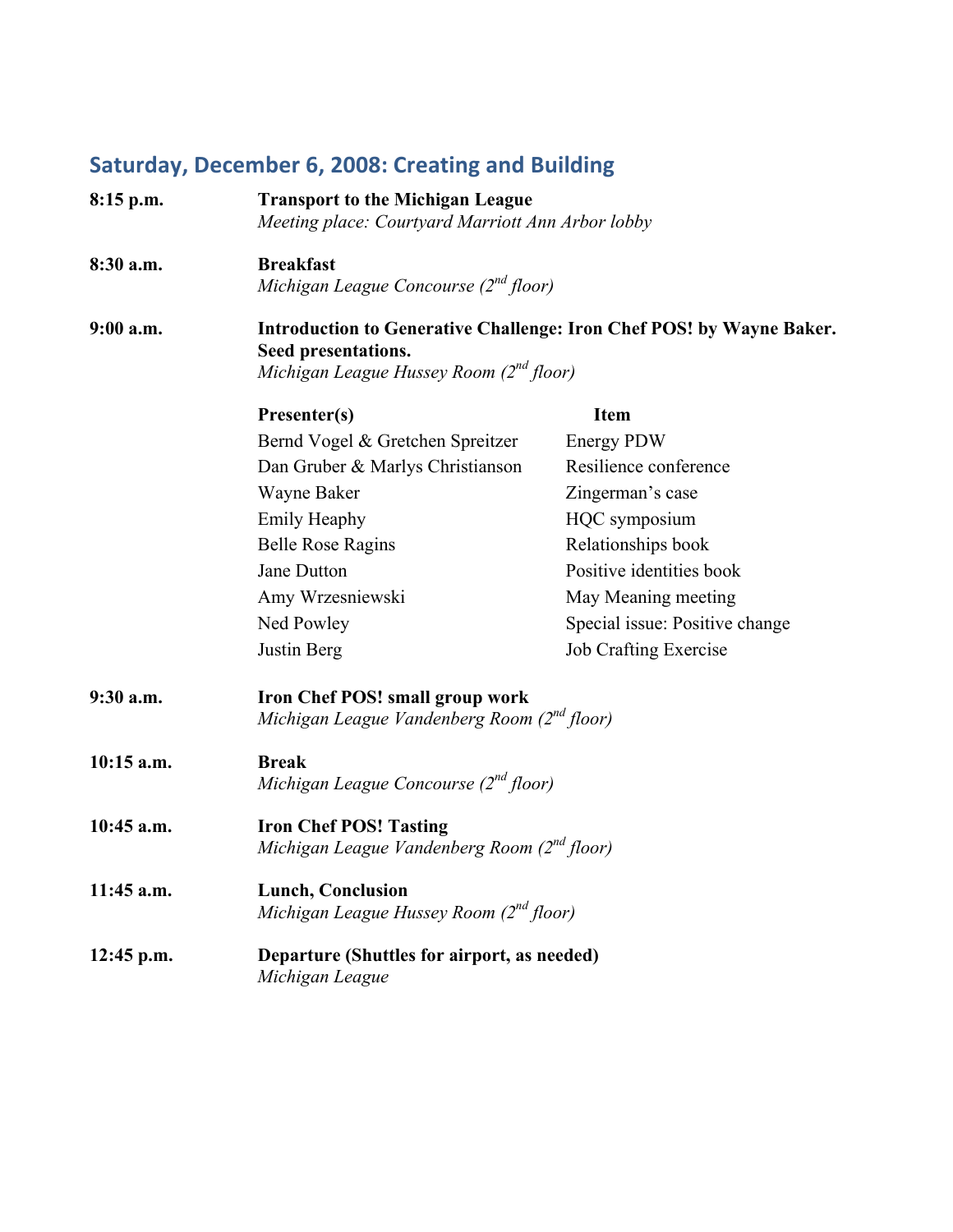## Saturday, December 6, 2008: Creating and Building

**8:15 p.m.** **Transport to the Michigan League**
*Meeting place: Courtyard Marriott Ann Arbor lobby*

**8:30 a.m.** **Breakfast**
*Michigan League Concourse (2nd floor)*

**9:00 a.m.** **Introduction to Generative Challenge: Iron Chef POS! by Wayne Baker. Seed presentations.**
*Michigan League Hussey Room (2nd floor)*

| Presenter(s) | Item |
|---|---|
| Bernd Vogel & Gretchen Spreitzer | Energy PDW |
| Dan Gruber & Marlys Christianson | Resilience conference |
| Wayne Baker | Zingerman's case |
| Emily Heaphy | HQC symposium |
| Belle Rose Ragins | Relationships book |
| Jane Dutton | Positive identities book |
| Amy Wrzesniewski | May Meaning meeting |
| Ned Powley | Special issue: Positive change |
| Justin Berg | Job Crafting Exercise |

**9:30 a.m.** **Iron Chef POS! small group work**
*Michigan League Vandenberg Room (2nd floor)*

**10:15 a.m.** **Break**
*Michigan League Concourse (2nd floor)*

**10:45 a.m.** **Iron Chef POS! Tasting**
*Michigan League Vandenberg Room (2nd floor)*

**11:45 a.m.** **Lunch, Conclusion**
*Michigan League Hussey Room (2nd floor)*

**12:45 p.m.** **Departure (Shuttles for airport, as needed)**
*Michigan League*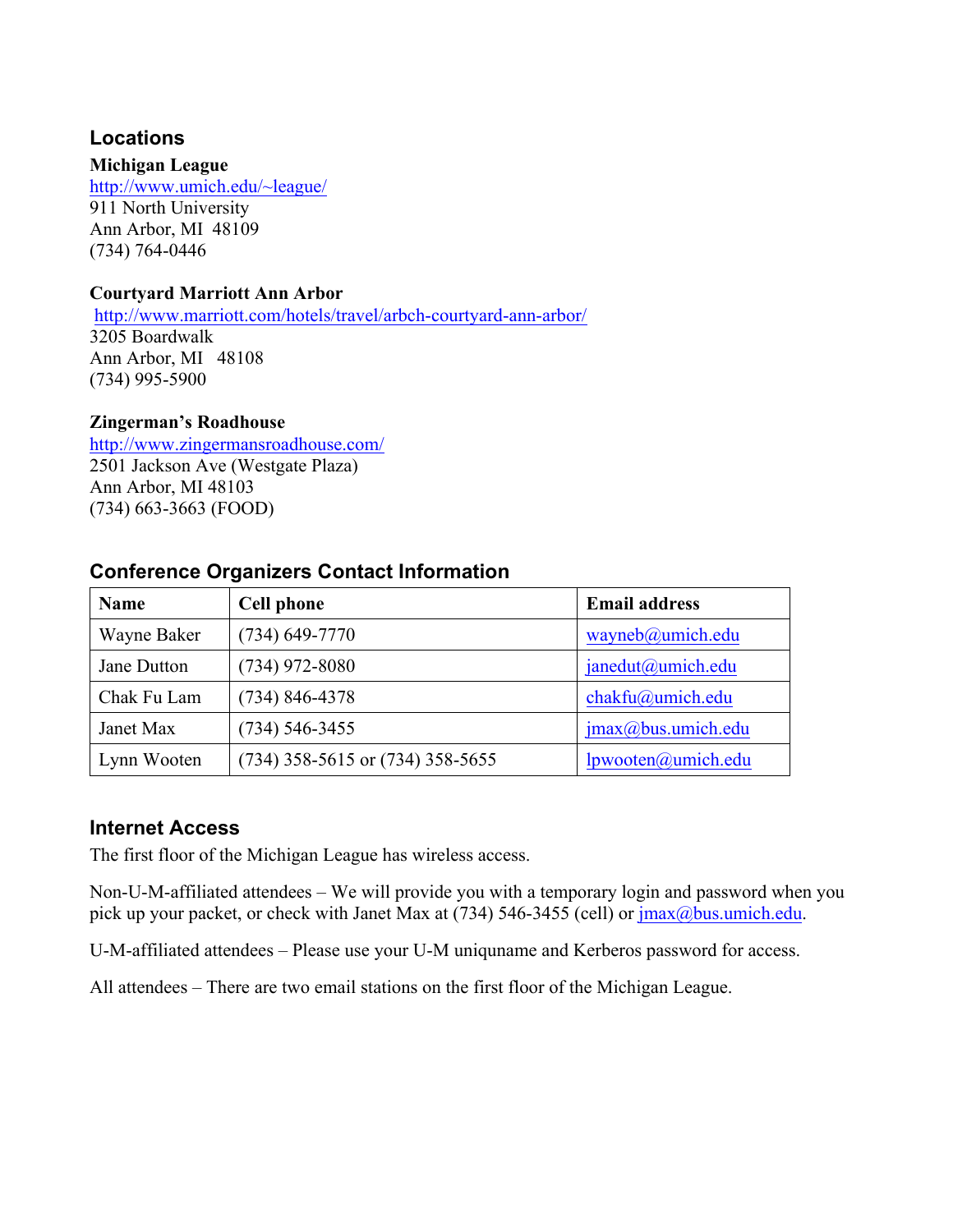## Locations

**Michigan League**
http://www.umich.edu/~league/
911 North University
Ann Arbor, MI 48109
(734) 764-0446

**Courtyard Marriott Ann Arbor**
http://www.marriott.com/hotels/travel/arbch-courtyard-ann-arbor/
3205 Boardwalk
Ann Arbor, MI 48108
(734) 995-5900

**Zingerman's Roadhouse**
http://www.zingermansroadhouse.com/
2501 Jackson Ave (Westgate Plaza)
Ann Arbor, MI 48103
(734) 663-3663 (FOOD)

## Conference Organizers Contact Information

| Name | Cell phone | Email address |
|---|---|---|
| Wayne Baker | (734) 649-7770 | wayneb@umich.edu |
| Jane Dutton | (734) 972-8080 | janedut@umich.edu |
| Chak Fu Lam | (734) 846-4378 | chakfu@umich.edu |
| Janet Max | (734) 546-3455 | jmax@bus.umich.edu |
| Lynn Wooten | (734) 358-5615 or (734) 358-5655 | lpwooten@umich.edu |

## Internet Access

The first floor of the Michigan League has wireless access.

Non-U-M-affiliated attendees – We will provide you with a temporary login and password when you pick up your packet, or check with Janet Max at (734) 546-3455 (cell) or jmax@bus.umich.edu.

U-M-affiliated attendees – Please use your U-M uniqname and Kerberos password for access.

All attendees – There are two email stations on the first floor of the Michigan League.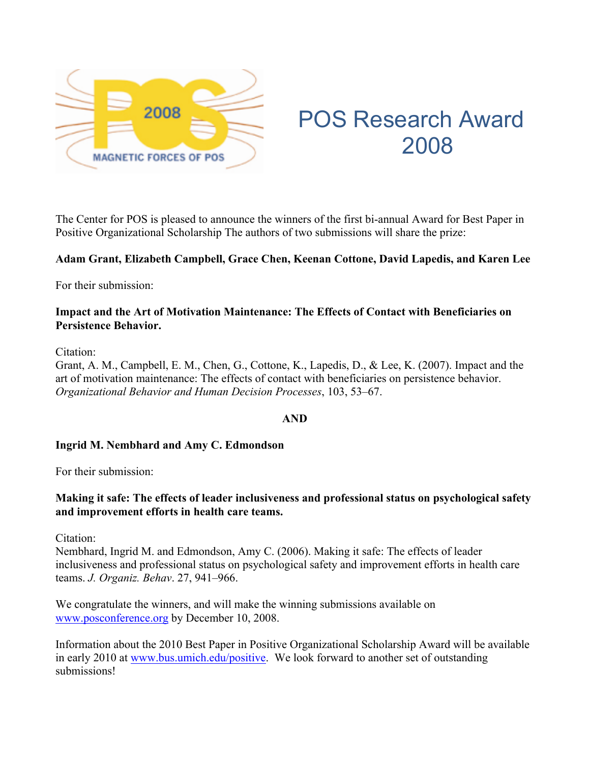# POS Research Award 2008

The Center for POS is pleased to announce the winners of the first bi-annual Award for Best Paper in Positive Organizational Scholarship The authors of two submissions will share the prize:

**Adam Grant, Elizabeth Campbell, Grace Chen, Keenan Cottone, David Lapedis, and Karen Lee**

For their submission:

**Impact and the Art of Motivation Maintenance: The Effects of Contact with Beneficiaries on Persistence Behavior.**

Citation:
Grant, A. M., Campbell, E. M., Chen, G., Cottone, K., Lapedis, D., & Lee, K. (2007). Impact and the art of motivation maintenance: The effects of contact with beneficiaries on persistence behavior. *Organizational Behavior and Human Decision Processes*, 103, 53–67.

**AND**

**Ingrid M. Nembhard and Amy C. Edmondson**

For their submission:

**Making it safe: The effects of leader inclusiveness and professional status on psychological safety and improvement efforts in health care teams.**

Citation:
Nembhard, Ingrid M. and Edmondson, Amy C. (2006). Making it safe: The effects of leader inclusiveness and professional status on psychological safety and improvement efforts in health care teams. *J. Organiz. Behav*. 27, 941–966.

We congratulate the winners, and will make the winning submissions available on www.posconference.org by December 10, 2008.

Information about the 2010 Best Paper in Positive Organizational Scholarship Award will be available in early 2010 at www.bus.umich.edu/positive. We look forward to another set of outstanding submissions!